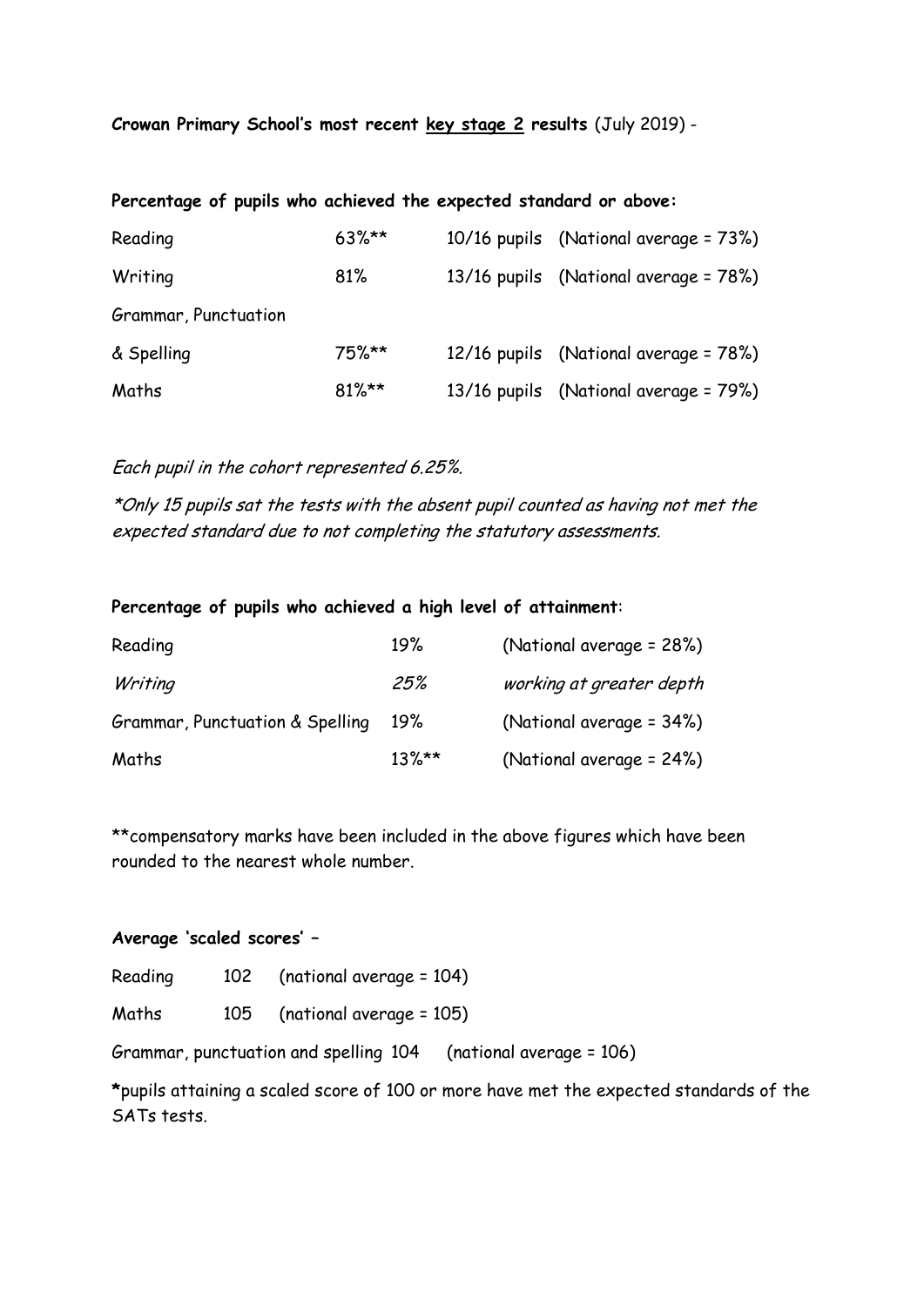**Crowan Primary School's most recent <u>key stage 2</u> results** (July 2019) -

**Percentage of pupils who achieved the expected standard or above:**

| | | | |
|---|---|---|---|
| Reading | 63%** | 10/16 pupils | (National average = 73%) |
| Writing | 81% | 13/16 pupils | (National average = 78%) |
| Grammar, Punctuation & Spelling | 75%** | 12/16 pupils | (National average = 78%) |
| Maths | 81%** | 13/16 pupils | (National average = 79%) |

*Each pupil in the cohort represented 6.25%.*

*\*Only 15 pupils sat the tests with the absent pupil counted as having not met the expected standard due to not completing the statutory assessments.*

**Percentage of pupils who achieved a high level of attainment**:

| | | |
|---|---|---|
| Reading | 19% | (National average = 28%) |
| *Writing* | *25%* | *working at greater depth* |
| Grammar, Punctuation & Spelling | 19% | (National average = 34%) |
| Maths | 13%** | (National average = 24%) |

**compensatory marks have been included in the above figures which have been rounded to the nearest whole number.

**Average 'scaled scores' –**

Reading 102 (national average = 104)

Maths 105 (national average = 105)

Grammar, punctuation and spelling 104 (national average = 106)

**\***pupils attaining a scaled score of 100 or more have met the expected standards of the SATs tests.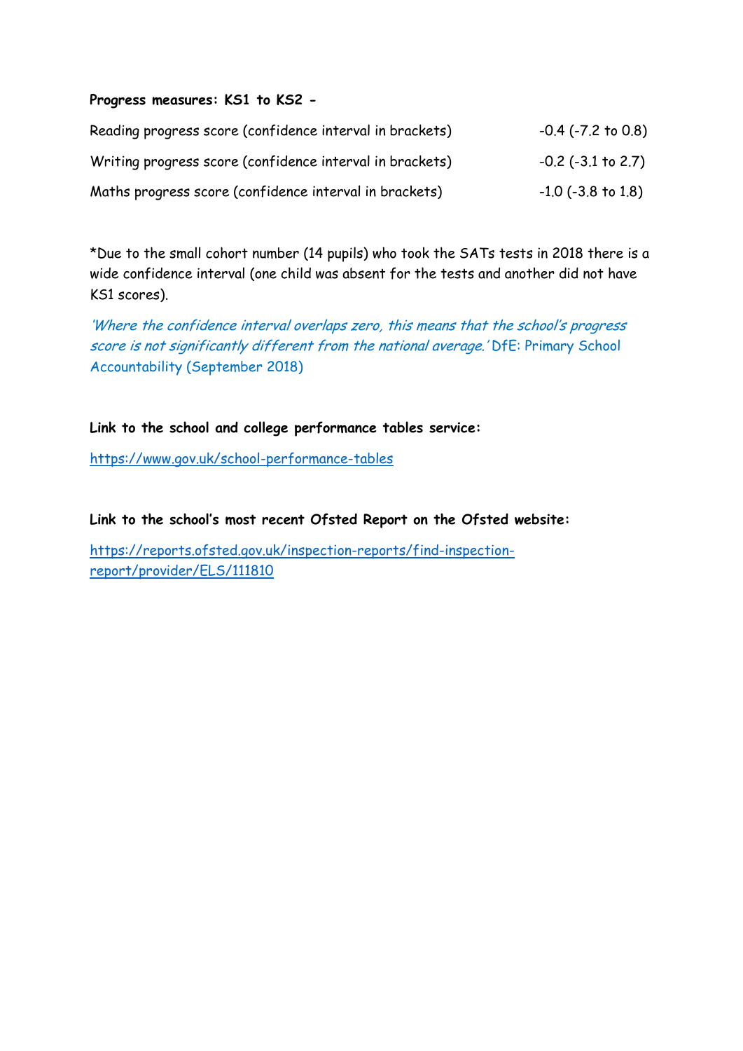**Progress measures: KS1 to KS2 -**

| | |
|---|---|
| Reading progress score (confidence interval in brackets) | -0.4 (-7.2 to 0.8) |
| Writing progress score (confidence interval in brackets) | -0.2 (-3.1 to 2.7) |
| Maths progress score (confidence interval in brackets) | -1.0 (-3.8 to 1.8) |

*Due to the small cohort number (14 pupils) who took the SATs tests in 2018 there is a wide confidence interval (one child was absent for the tests and another did not have KS1 scores).

*'Where the confidence interval overlaps zero, this means that the school's progress score is not significantly different from the national average.'* DfE: Primary School Accountability (September 2018)

**Link to the school and college performance tables service:**

https://www.gov.uk/school-performance-tables

**Link to the school's most recent Ofsted Report on the Ofsted website:**

https://reports.ofsted.gov.uk/inspection-reports/find-inspection-report/provider/ELS/111810